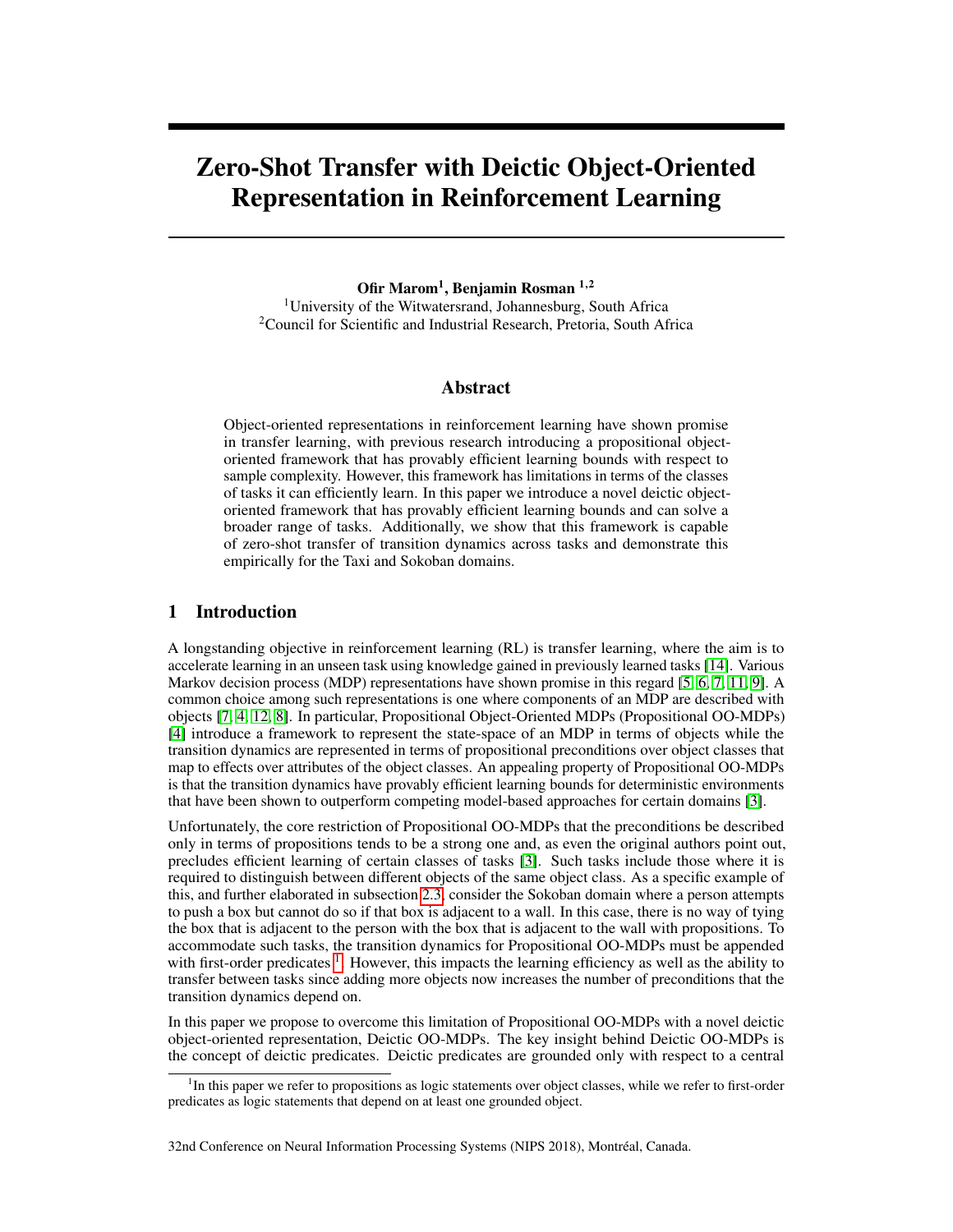# Zero-Shot Transfer with Deictic Object-Oriented Representation in Reinforcement Learning

**Ofir Marom**[1], **Benjamin Rosman** [1,2]

[1]University of the Witwatersrand, Johannesburg, South Africa

[2]Council for Scientific and Industrial Research, Pretoria, South Africa

## Abstract

Object-oriented representations in reinforcement learning have shown promise in transfer learning, with previous research introducing a propositional object-oriented framework that has provably efficient learning bounds with respect to sample complexity. However, this framework has limitations in terms of the classes of tasks it can efficiently learn. In this paper we introduce a novel deictic object-oriented framework that has provably efficient learning bounds and can solve a broader range of tasks. Additionally, we show that this framework is capable of zero-shot transfer of transition dynamics across tasks and demonstrate this empirically for the Taxi and Sokoban domains.

## 1 Introduction

A longstanding objective in reinforcement learning (RL) is transfer learning, where the aim is to accelerate learning in an unseen task using knowledge gained in previously learned tasks [14]. Various Markov decision process (MDP) representations have shown promise in this regard [5, 6, 7, 11, 9]. A common choice among such representations is one where components of an MDP are described with objects [7, 4, 12, 8]. In particular, Propositional Object-Oriented MDPs (Propositional OO-MDPs) [4] introduce a framework to represent the state-space of an MDP in terms of objects while the transition dynamics are represented in terms of propositional preconditions over object classes that map to effects over attributes of the object classes. An appealing property of Propositional OO-MDPs is that the transition dynamics have provably efficient learning bounds for deterministic environments that have been shown to outperform competing model-based approaches for certain domains [3].

Unfortunately, the core restriction of Propositional OO-MDPs that the preconditions be described only in terms of propositions tends to be a strong one and, as even the original authors point out, precludes efficient learning of certain classes of tasks [3]. Such tasks include those where it is required to distinguish between different objects of the same object class. As a specific example of this, and further elaborated in subsection 2.3, consider the Sokoban domain where a person attempts to push a box but cannot do so if that box is adjacent to a wall. In this case, there is no way of tying the box that is adjacent to the person with the box that is adjacent to the wall with propositions. To accommodate such tasks, the transition dynamics for Propositional OO-MDPs must be appended with first-order predicates [1]. However, this impacts the learning efficiency as well as the ability to transfer between tasks since adding more objects now increases the number of preconditions that the transition dynamics depend on.

In this paper we propose to overcome this limitation of Propositional OO-MDPs with a novel deictic object-oriented representation, Deictic OO-MDPs. The key insight behind Deictic OO-MDPs is the concept of deictic predicates. Deictic predicates are grounded only with respect to a central

[1]In this paper we refer to propositions as logic statements over object classes, while we refer to first-order predicates as logic statements that depend on at least one grounded object.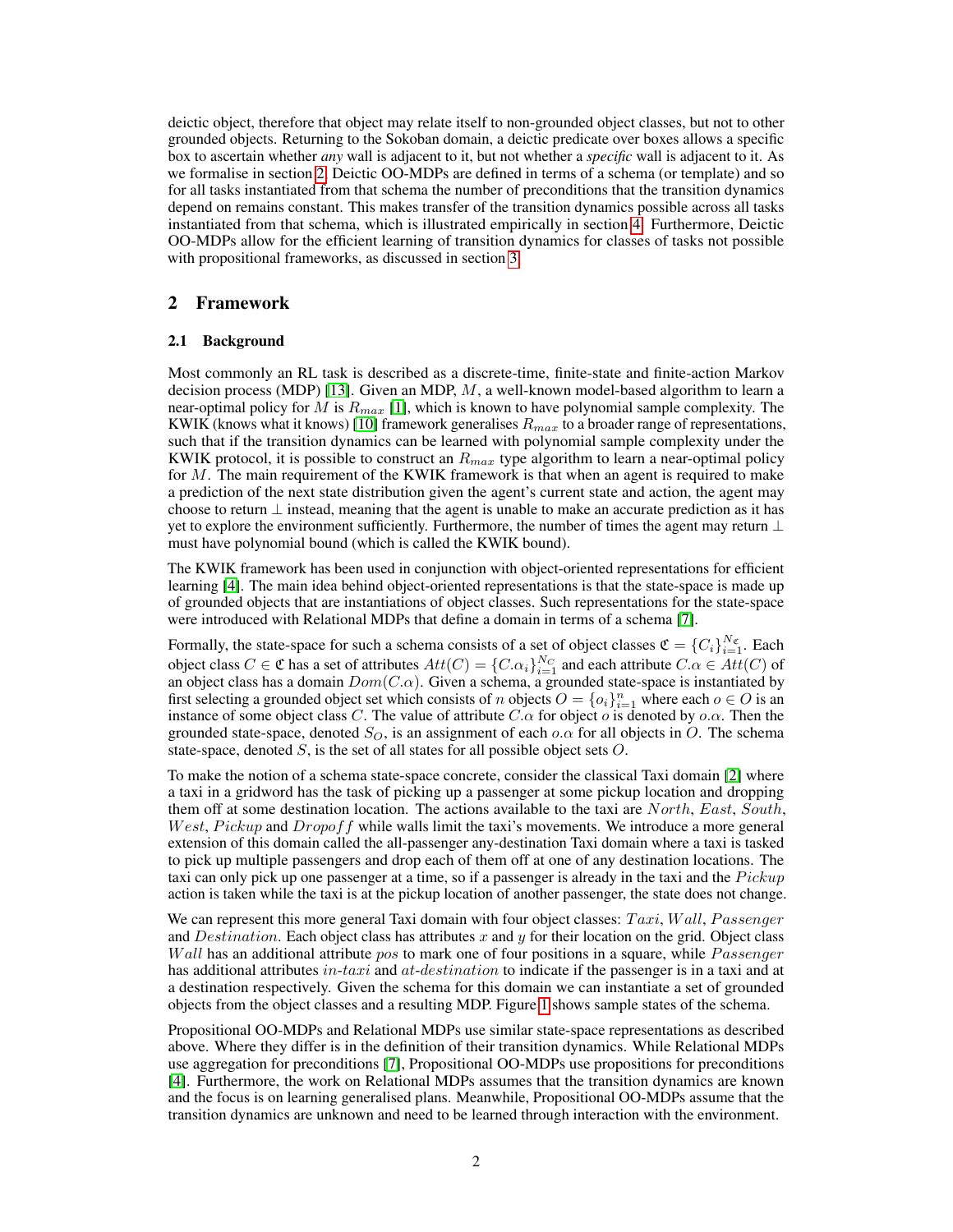deictic object, therefore that object may relate itself to non-grounded object classes, but not to other grounded objects. Returning to the Sokoban domain, a deictic predicate over boxes allows a specific box to ascertain whether *any* wall is adjacent to it, but not whether a *specific* wall is adjacent to it. As we formalise in section 2, Deictic OO-MDPs are defined in terms of a schema (or template) and so for all tasks instantiated from that schema the number of preconditions that the transition dynamics depend on remains constant. This makes transfer of the transition dynamics possible across all tasks instantiated from that schema, which is illustrated empirically in section 4. Furthermore, Deictic OO-MDPs allow for the efficient learning of transition dynamics for classes of tasks not possible with propositional frameworks, as discussed in section 3.

## 2 Framework

### 2.1 Background

Most commonly an RL task is described as a discrete-time, finite-state and finite-action Markov decision process (MDP) [13]. Given an MDP, $M$, a well-known model-based algorithm to learn a near-optimal policy for $M$ is $R_{max}$ [1], which is known to have polynomial sample complexity. The KWIK (knows what it knows) [10] framework generalises $R_{max}$ to a broader range of representations, such that if the transition dynamics can be learned with polynomial sample complexity under the KWIK protocol, it is possible to construct an $R_{max}$ type algorithm to learn a near-optimal policy for $M$. The main requirement of the KWIK framework is that when an agent is required to make a prediction of the next state distribution given the agent's current state and action, the agent may choose to return $\perp$ instead, meaning that the agent is unable to make an accurate prediction as it has yet to explore the environment sufficiently. Furthermore, the number of times the agent may return $\perp$ must have polynomial bound (which is called the KWIK bound).

The KWIK framework has been used in conjunction with object-oriented representations for efficient learning [4]. The main idea behind object-oriented representations is that the state-space is made up of grounded objects that are instantiations of object classes. Such representations for the state-space were introduced with Relational MDPs that define a domain in terms of a schema [7].

Formally, the state-space for such a schema consists of a set of object classes $\mathfrak{C} = \{C_i\}_{i=1}^{N_{\mathfrak{C}}}$. Each object class $C \in \mathfrak{C}$ has a set of attributes $Att(C) = \{C.\alpha_i\}_{i=1}^{N_C}$ and each attribute $C.\alpha \in Att(C)$ of an object class has a domain $Dom(C.\alpha)$. Given a schema, a grounded state-space is instantiated by first selecting a grounded object set which consists of $n$ objects $O = \{o_i\}_{i=1}^{n}$ where each $o \in O$ is an instance of some object class $C$. The value of attribute $C.\alpha$ for object $o$ is denoted by $o.\alpha$. Then the grounded state-space, denoted $S_O$, is an assignment of each $o.\alpha$ for all objects in $O$. The schema state-space, denoted $S$, is the set of all states for all possible object sets $O$.

To make the notion of a schema state-space concrete, consider the classical Taxi domain [2] where a taxi in a gridword has the task of picking up a passenger at some pickup location and dropping them off at some destination location. The actions available to the taxi are $North$, $East$, $South$, $West$, $Pickup$ and $Dropoff$ while walls limit the taxi's movements. We introduce a more general extension of this domain called the all-passenger any-destination Taxi domain where a taxi is tasked to pick up multiple passengers and drop each of them off at one of any destination locations. The taxi can only pick up one passenger at a time, so if a passenger is already in the taxi and the $Pickup$ action is taken while the taxi is at the pickup location of another passenger, the state does not change.

We can represent this more general Taxi domain with four object classes: $Taxi$, $Wall$, $Passenger$ and $Destination$. Each object class has attributes $x$ and $y$ for their location on the grid. Object class $Wall$ has an additional attribute $pos$ to mark one of four positions in a square, while $Passenger$ has additional attributes $in\text{-}taxi$ and $at\text{-}destination$ to indicate if the passenger is in a taxi and at a destination respectively. Given the schema for this domain we can instantiate a set of grounded objects from the object classes and a resulting MDP. Figure 1 shows sample states of the schema.

Propositional OO-MDPs and Relational MDPs use similar state-space representations as described above. Where they differ is in the definition of their transition dynamics. While Relational MDPs use aggregation for preconditions [7], Propositional OO-MDPs use propositions for preconditions [4]. Furthermore, the work on Relational MDPs assumes that the transition dynamics are known and the focus is on learning generalised plans. Meanwhile, Propositional OO-MDPs assume that the transition dynamics are unknown and need to be learned through interaction with the environment.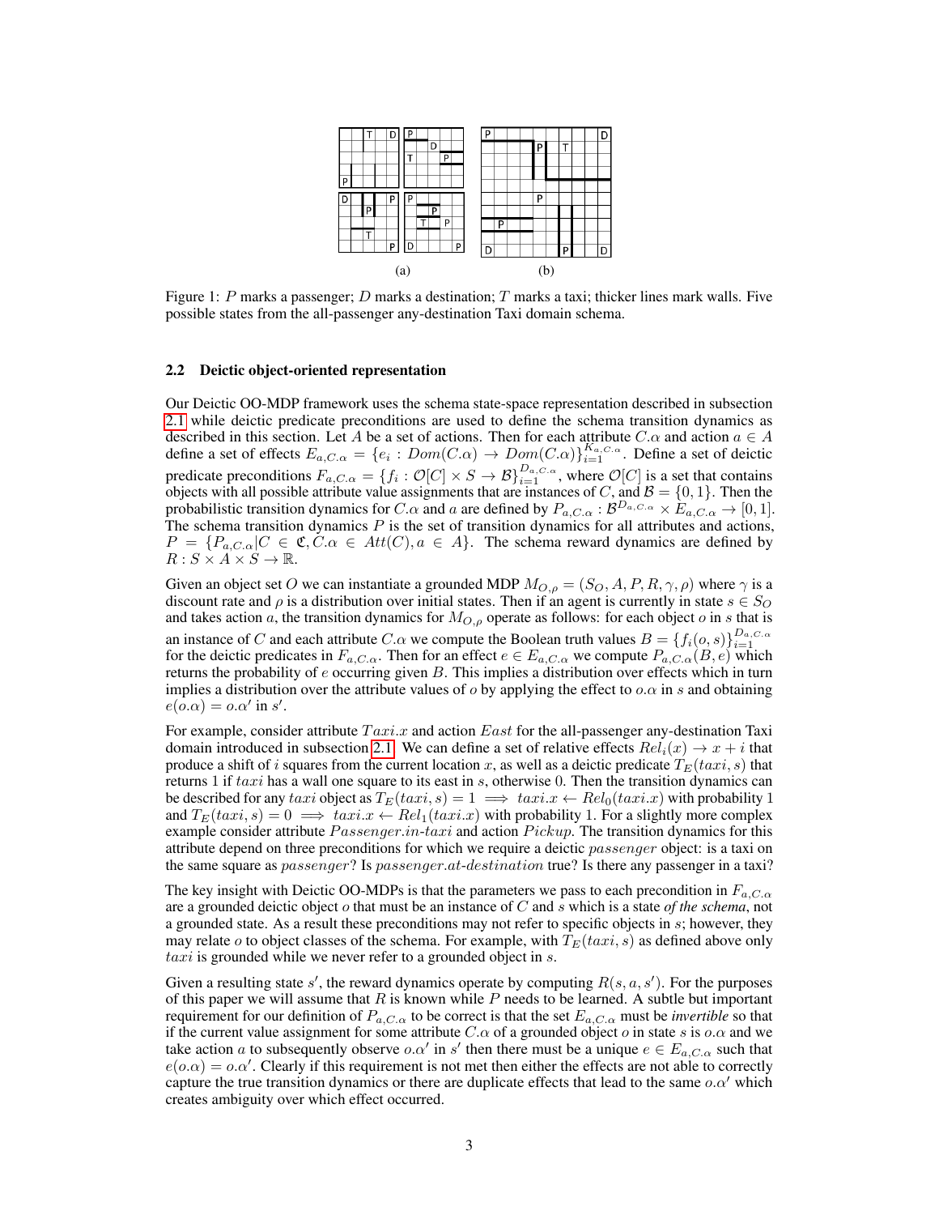(a) (b)

Figure 1: $P$ marks a passenger; $D$ marks a destination; $T$ marks a taxi; thicker lines mark walls. Five possible states from the all-passenger any-destination Taxi domain schema.

### 2.2 Deictic object-oriented representation

Our Deictic OO-MDP framework uses the schema state-space representation described in subsection 2.1 while deictic predicate preconditions are used to define the schema transition dynamics as described in this section. Let $A$ be a set of actions. Then for each attribute $C.\alpha$ and action $a \in A$ define a set of effects $E_{a,C.\alpha} = \{e_i : Dom(C.\alpha) \to Dom(C.\alpha)\}_{i=1}^{K_{a,C.\alpha}}$. Define a set of deictic predicate preconditions $F_{a,C.\alpha} = \{f_i : \mathcal{O}[C] \times S \to \mathcal{B}\}_{i=1}^{D_{a,C.\alpha}}$, where $\mathcal{O}[C]$ is a set that contains objects with all possible attribute value assignments that are instances of $C$, and $\mathcal{B} = \{0, 1\}$. Then the probabilistic transition dynamics for $C.\alpha$ and $a$ are defined by $P_{a,C.\alpha} : \mathcal{B}^{D_{a,C.\alpha}} \times E_{a,C.\alpha} \to [0, 1]$. The schema transition dynamics $P$ is the set of transition dynamics for all attributes and actions, $P = \{P_{a,C.\alpha} | C \in \mathfrak{C}, C.\alpha \in Att(C), a \in A\}$. The schema reward dynamics are defined by $R : S \times A \times S \to \mathbb{R}$.

Given an object set $O$ we can instantiate a grounded MDP $M_{O,\rho} = (S_O, A, P, R, \gamma, \rho)$ where $\gamma$ is a discount rate and $\rho$ is a distribution over initial states. Then if an agent is currently in state $s \in S_O$ and takes action $a$, the transition dynamics for $M_{O,\rho}$ operate as follows: for each object $o$ in $s$ that is an instance of $C$ and each attribute $C.\alpha$ we compute the Boolean truth values $B = \{f_i(o, s)\}_{i=1}^{D_{a,C.\alpha}}$ for the deictic predicates in $F_{a,C.\alpha}$. Then for an effect $e \in E_{a,C.\alpha}$ we compute $P_{a,C.\alpha}(B, e)$ which returns the probability of $e$ occurring given $B$. This implies a distribution over effects which in turn implies a distribution over the attribute values of $o$ by applying the effect to $o.\alpha$ in $s$ and obtaining $e(o.\alpha) = o.\alpha'$ in $s'$.

For example, consider attribute $Taxi.x$ and action $East$ for the all-passenger any-destination Taxi domain introduced in subsection 2.1. We can define a set of relative effects $Rel_i(x) \to x + i$ that produce a shift of $i$ squares from the current location $x$, as well as a deictic predicate $T_E(taxi, s)$ that returns 1 if $taxi$ has a wall one square to its east in $s$, otherwise 0. Then the transition dynamics can be described for any $taxi$ object as $T_E(taxi, s) = 1 \implies taxi.x \leftarrow Rel_0(taxi.x)$ with probability 1 and $T_E(taxi, s) = 0 \implies taxi.x \leftarrow Rel_1(taxi.x)$ with probability 1. For a slightly more complex example consider attribute $Passenger.in\text{-}taxi$ and action $Pickup$. The transition dynamics for this attribute depend on three preconditions for which we require a deictic $passenger$ object: is a taxi on the same square as $passenger$? Is $passenger.at\text{-}destination$ true? Is there any passenger in a taxi?

The key insight with Deictic OO-MDPs is that the parameters we pass to each precondition in $F_{a,C.\alpha}$ are a grounded deictic object $o$ that must be an instance of $C$ and $s$ which is a state *of the schema*, not a grounded state. As a result these preconditions may not refer to specific objects in $s$; however, they may relate $o$ to object classes of the schema. For example, with $T_E(taxi, s)$ as defined above only $taxi$ is grounded while we never refer to a grounded object in $s$.

Given a resulting state $s'$, the reward dynamics operate by computing $R(s, a, s')$. For the purposes of this paper we will assume that $R$ is known while $P$ needs to be learned. A subtle but important requirement for our definition of $P_{a,C.\alpha}$ to be correct is that the set $E_{a,C.\alpha}$ must be *invertible* so that if the current value assignment for some attribute $C.\alpha$ of a grounded object $o$ in state $s$ is $o.\alpha$ and we take action $a$ to subsequently observe $o.\alpha'$ in $s'$ then there must be a unique $e \in E_{a,C.\alpha}$ such that $e(o.\alpha) = o.\alpha'$. Clearly if this requirement is not met then either the effects are not able to correctly capture the true transition dynamics or there are duplicate effects that lead to the same $o.\alpha'$ which creates ambiguity over which effect occurred.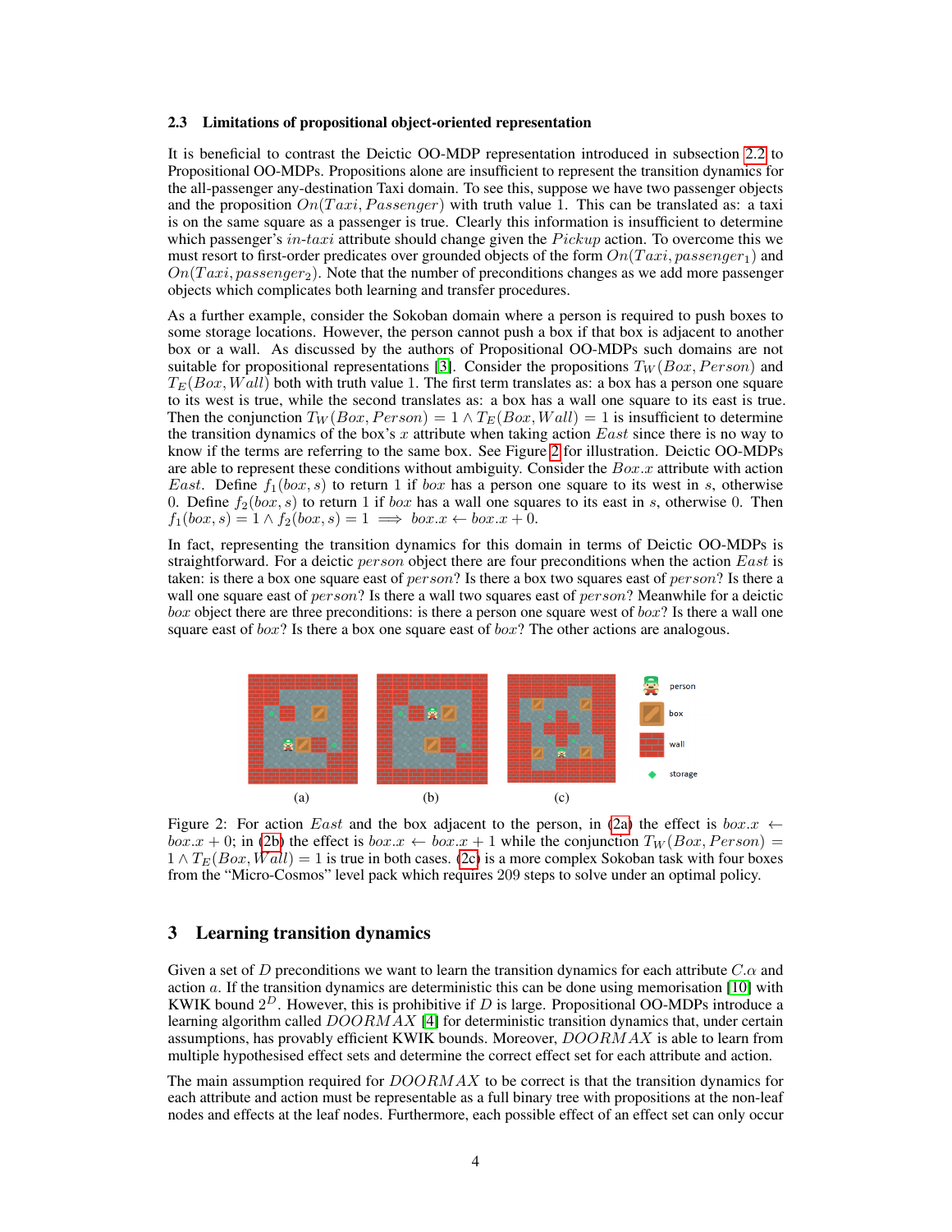### 2.3 Limitations of propositional object-oriented representation

It is beneficial to contrast the Deictic OO-MDP representation introduced in subsection 2.2 to Propositional OO-MDPs. Propositions alone are insufficient to represent the transition dynamics for the all-passenger any-destination Taxi domain. To see this, suppose we have two passenger objects and the proposition $On(Taxi, Passenger)$ with truth value 1. This can be translated as: a taxi is on the same square as a passenger is true. Clearly this information is insufficient to determine which passenger's $in\text{-}taxi$ attribute should change given the $Pickup$ action. To overcome this we must resort to first-order predicates over grounded objects of the form $On(Taxi, passenger_1)$ and $On(Taxi, passenger_2)$. Note that the number of preconditions changes as we add more passenger objects which complicates both learning and transfer procedures.

As a further example, consider the Sokoban domain where a person is required to push boxes to some storage locations. However, the person cannot push a box if that box is adjacent to another box or a wall. As discussed by the authors of Propositional OO-MDPs such domains are not suitable for propositional representations [3]. Consider the propositions $T_W(Box, Person)$ and $T_E(Box, Wall)$ both with truth value 1. The first term translates as: a box has a person one square to its west is true, while the second translates as: a box has a wall one square to its east is true. Then the conjunction $T_W(Box, Person) = 1 \wedge T_E(Box, Wall) = 1$ is insufficient to determine the transition dynamics of the box's $x$ attribute when taking action $East$ since there is no way to know if the terms are referring to the same box. See Figure 2 for illustration. Deictic OO-MDPs are able to represent these conditions without ambiguity. Consider the $Box.x$ attribute with action $East$. Define $f_1(box, s)$ to return 1 if $box$ has a person one square to its west in $s$, otherwise 0. Define $f_2(box, s)$ to return 1 if $box$ has a wall one squares to its east in $s$, otherwise 0. Then $f_1(box, s) = 1 \wedge f_2(box, s) = 1 \implies box.x \leftarrow box.x + 0$.

In fact, representing the transition dynamics for this domain in terms of Deictic OO-MDPs is straightforward. For a deictic $person$ object there are four preconditions when the action $East$ is taken: is there a box one square east of $person$? Is there a box two squares east of $person$? Is there a wall one square east of $person$? Is there a wall two squares east of $person$? Meanwhile for a deictic $box$ object there are three preconditions: is there a person one square west of $box$? Is there a wall one square east of $box$? Is there a box one square east of $box$? The other actions are analogous.

Figure 2: For action $East$ and the box adjacent to the person, in (2a) the effect is $box.x \leftarrow box.x + 0$; in (2b) the effect is $box.x \leftarrow box.x + 1$ while the conjunction $T_W(Box, Person) = 1 \wedge T_E(Box, Wall) = 1$ is true in both cases. (2c) is a more complex Sokoban task with four boxes from the "Micro-Cosmos" level pack which requires 209 steps to solve under an optimal policy.

## 3 Learning transition dynamics

Given a set of $D$ preconditions we want to learn the transition dynamics for each attribute $C.\alpha$ and action $a$. If the transition dynamics are deterministic this can be done using memorisation [10] with KWIK bound $2^D$. However, this is prohibitive if $D$ is large. Propositional OO-MDPs introduce a learning algorithm called $DOORMAX$ [4] for deterministic transition dynamics that, under certain assumptions, has provably efficient KWIK bounds. Moreover, $DOORMAX$ is able to learn from multiple hypothesised effect sets and determine the correct effect set for each attribute and action.

The main assumption required for $DOORMAX$ to be correct is that the transition dynamics for each attribute and action must be representable as a full binary tree with propositions at the non-leaf nodes and effects at the leaf nodes. Furthermore, each possible effect of an effect set can only occur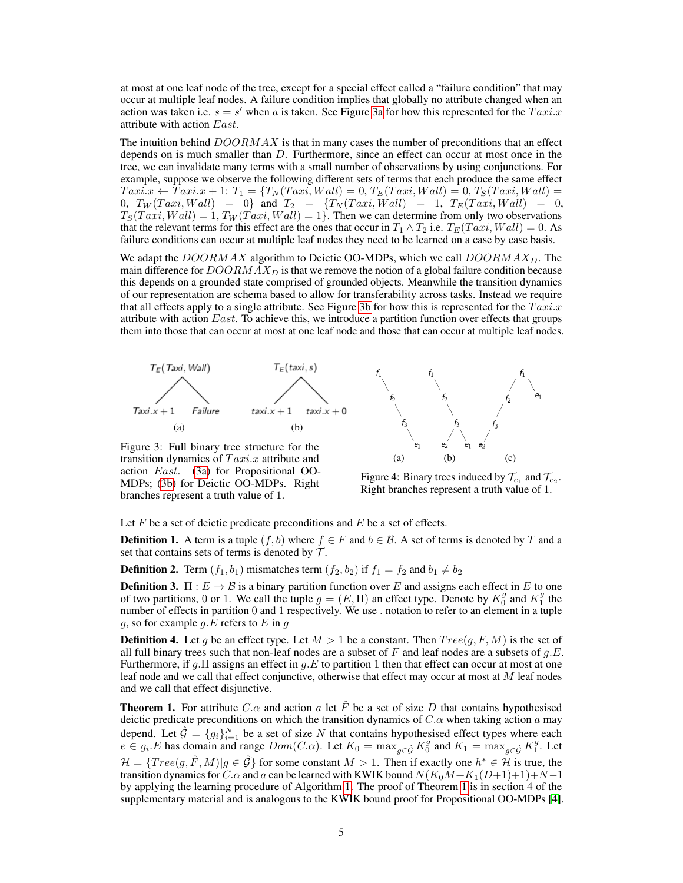at most at one leaf node of the tree, except for a special effect called a "failure condition" that may occur at multiple leaf nodes. A failure condition implies that globally no attribute changed when an action was taken i.e. $s = s'$ when $a$ is taken. See Figure 3a for how this represented for the $Taxi.x$ attribute with action $East$.

The intuition behind $DOORMAX$ is that in many cases the number of preconditions that an effect depends on is much smaller than $D$. Furthermore, since an effect can occur at most once in the tree, we can invalidate many terms with a small number of observations by using conjunctions. For example, suppose we observe the following different sets of terms that each produce the same effect $Taxi.x \leftarrow Taxi.x + 1$: $T_1 = \{T_N(Taxi, Wall) = 0, T_E(Taxi, Wall) = 0, T_S(Taxi, Wall) = 0, T_W(Taxi, Wall) = 0\}$ and $T_2 = \{T_N(Taxi, Wall) = 1, T_E(Taxi, Wall) = 0, T_S(Taxi, Wall) = 1, T_W(Taxi, Wall) = 1\}$. Then we can determine from only two observations that the relevant terms for this effect are the ones that occur in $T_1 \wedge T_2$ i.e. $T_E(Taxi, Wall) = 0$. As failure conditions can occur at multiple leaf nodes they need to be learned on a case by case basis.

We adapt the $DOORMAX$ algorithm to Deictic OO-MDPs, which we call $DOORMAX_D$. The main difference for $DOORMAX_D$ is that we remove the notion of a global failure condition because this depends on a grounded state comprised of grounded objects. Meanwhile the transition dynamics of our representation are schema based to allow for transferability across tasks. Instead we require that all effects apply to a single attribute. See Figure 3b for how this is represented for the $Taxi.x$ attribute with action $East$. To achieve this, we introduce a partition function over effects that groups them into those that can occur at most at one leaf node and those that can occur at multiple leaf nodes.

Figure 3: Full binary tree structure for the transition dynamics of $Taxi.x$ attribute and action $East$. (3a) for Propositional OO-MDPs; (3b) for Deictic OO-MDPs. Right branches represent a truth value of 1.

Figure 4: Binary trees induced by $\mathcal{T}_{e_1}$ and $\mathcal{T}_{e_2}$. Right branches represent a truth value of 1.

Let $F$ be a set of deictic predicate preconditions and $E$ be a set of effects.

**Definition 1.** A term is a tuple $(f, b)$ where $f \in F$ and $b \in \mathcal{B}$. A set of terms is denoted by $T$ and a set that contains sets of terms is denoted by $\mathcal{T}$.

**Definition 2.** Term $(f_1, b_1)$ mismatches term $(f_2, b_2)$ if $f_1 = f_2$ and $b_1 \neq b_2$

**Definition 3.** $\Pi : E \rightarrow \mathcal{B}$ is a binary partition function over $E$ and assigns each effect in $E$ to one of two partitions, 0 or 1. We call the tuple $g = (E, \Pi)$ an effect type. Denote by $K_0^g$ and $K_1^g$ the number of effects in partition 0 and 1 respectively. We use . notation to refer to an element in a tuple $g$, so for example $g.E$ refers to $E$ in $g$

**Definition 4.** Let $g$ be an effect type. Let $M > 1$ be a constant. Then $Tree(g, F, M)$ is the set of all full binary trees such that non-leaf nodes are a subset of $F$ and leaf nodes are a subsets of $g.E$. Furthermore, if $g.\Pi$ assigns an effect in $g.E$ to partition 1 then that effect can occur at most at one leaf node and we call that effect conjunctive, otherwise that effect may occur at most at $M$ leaf nodes and we call that effect disjunctive.

**Theorem 1.** For attribute $C.\alpha$ and action $a$ let $\hat{F}$ be a set of size $D$ that contains hypothesised deictic predicate preconditions on which the transition dynamics of $C.\alpha$ when taking action $a$ may depend. Let $\hat{\mathcal{G}} = \{g_i\}_{i=1}^N$ be a set of size $N$ that contains hypothesised effect types where each $e \in g_i.E$ has domain and range $Dom(C.\alpha)$. Let $K_0 = \max_{g \in \hat{\mathcal{G}}} K_0^g$ and $K_1 = \max_{g \in \hat{\mathcal{G}}} K_1^g$. Let $\mathcal{H} = \{Tree(g, \hat{F}, M) | g \in \hat{\mathcal{G}}\}$ for some constant $M > 1$. Then if exactly one $h^* \in \mathcal{H}$ is true, the transition dynamics for $C.\alpha$ and $a$ can be learned with KWIK bound $N(K_0 M + K_1(D+1)+1)+N-1$ by applying the learning procedure of Algorithm 1. The proof of Theorem 1 is in section 4 of the supplementary material and is analogous to the KWIK bound proof for Propositional OO-MDPs [4].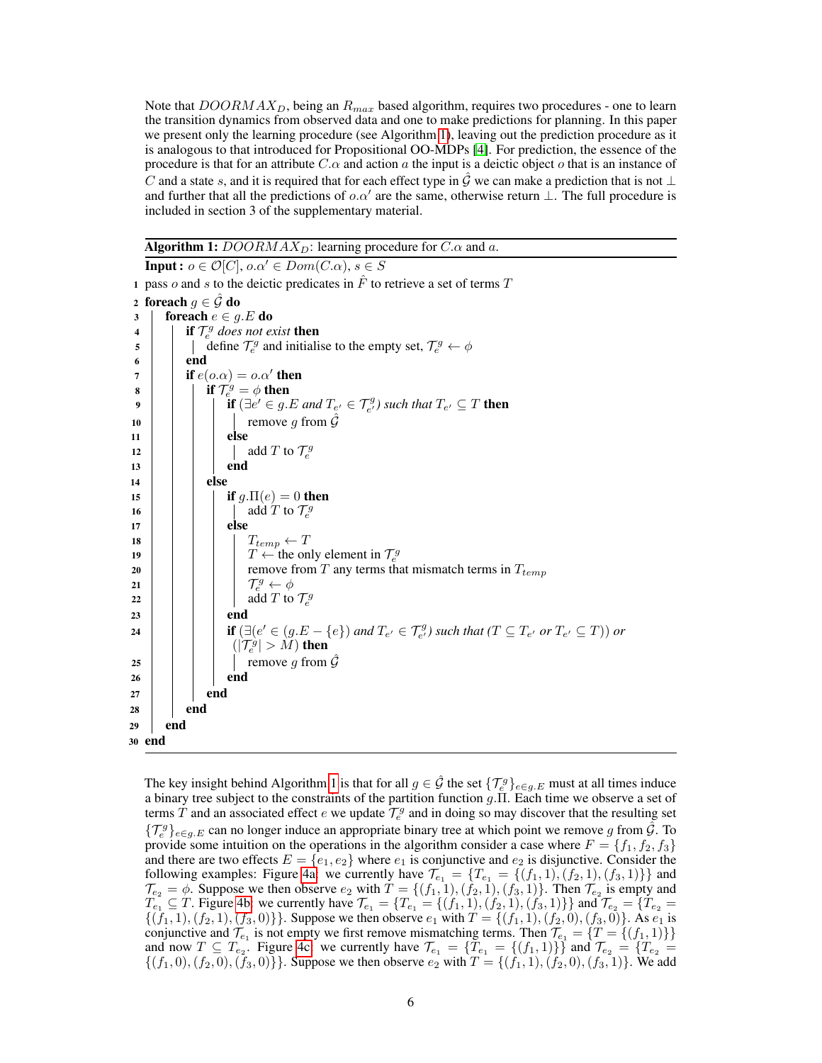Note that $DOORMAX_D$, being an $R_{max}$ based algorithm, requires two procedures - one to learn the transition dynamics from observed data and one to make predictions for planning. In this paper we present only the learning procedure (see Algorithm 1), leaving out the prediction procedure as it is analogous to that introduced for Propositional OO-MDPs [4]. For prediction, the essence of the procedure is that for an attribute $C.\alpha$ and action $a$ the input is a deictic object $o$ that is an instance of $C$ and a state $s$, and it is required that for each effect type in $\hat{\mathcal{G}}$ we can make a prediction that is not $\perp$ and further that all the predictions of $o.\alpha'$ are the same, otherwise return $\perp$. The full procedure is included in section 3 of the supplementary material.

**Algorithm 1:** $DOORMAX_D$: learning procedure for $C.\alpha$ and $a$.

```
Input : o ∈ O[C], o.α' ∈ Dom(C.α), s ∈ S
1  pass o and s to the deictic predicates in F̂ to retrieve a set of terms T
2  foreach g ∈ Ĝ do
3      foreach e ∈ g.E do
4          if T_e^g does not exist then
5              define T_e^g and initialise to the empty set, T_e^g ← φ
6          end
7          if e(o.α) = o.α' then
8              if T_e^g = φ then
9                  if (∃e' ∈ g.E and T_e' ∈ T_e'^g) such that T_e' ⊆ T then
10                     remove g from Ĝ
11                 else
12                     add T to T_e^g
13                 end
14             else
15                 if g.Π(e) = 0 then
16                     add T to T_e^g
17                 else
18                     T_temp ← T
19                     T ← the only element in T_e^g
20                     remove from T any terms that mismatch terms in T_temp
21                     T_e^g ← φ
22                     add T to T_e^g
23                 end
24                 if (∃(e' ∈ (g.E − {e}) and T_e' ∈ T_e'^g) such that (T ⊆ T_e' or T_e' ⊆ T)) or
                      (|T_e^g| > M) then
25                     remove g from Ĝ
26                 end
27             end
28         end
29     end
30 end
```

The key insight behind Algorithm 1 is that for all $g \in \hat{\mathcal{G}}$ the set $\{\mathcal{T}_e^g\}_{e \in g.E}$ must at all times induce a binary tree subject to the constraints of the partition function $g.\Pi$. Each time we observe a set of terms $T$ and an associated effect $e$ we update $\mathcal{T}_e^g$ and in doing so we may discover that the resulting set $\{\mathcal{T}_e^g\}_{e \in g.E}$ can no longer induce an appropriate binary tree at which point we remove $g$ from $\hat{\mathcal{G}}$. To provide some intuition on the operations in the algorithm consider a case where $F = \{f_1, f_2, f_3\}$ and there are two effects $E = \{e_1, e_2\}$ where $e_1$ is conjunctive and $e_2$ is disjunctive. Consider the following examples: Figure 4a: we currently have $\mathcal{T}_{e_1} = \{T_{e_1} = \{(f_1, 1), (f_2, 1), (f_3, 1)\}\}$ and $\mathcal{T}_{e_2} = \phi$. Suppose we then observe $e_2$ with $T = \{(f_1, 1), (f_2, 1), (f_3, 1)\}$. Then $\mathcal{T}_{e_2}$ is empty and $T_{e_1} \subseteq T$. Figure 4b: we currently have $\mathcal{T}_{e_1} = \{T_{e_1} = \{(f_1, 1), (f_2, 1), (f_3, 1)\}\}$ and $\mathcal{T}_{e_2} = \{T_{e_2} = \{(f_1, 1), (f_2, 1), (f_3, 0)\}\}$. Suppose we then observe $e_1$ with $T = \{(f_1, 1), (f_2, 0), (f_3, 0)\}$. As $e_1$ is conjunctive and $\mathcal{T}_{e_1}$ is not empty we first remove mismatching terms. Then $\mathcal{T}_{e_1} = \{T = \{(f_1, 1)\}\}$ and now $T \subseteq T_{e_2}$. Figure 4c: we currently have $\mathcal{T}_{e_1} = \{T_{e_1} = \{(f_1, 1)\}\}$ and $\mathcal{T}_{e_2} = \{T_{e_2} = \{(f_1, 0), (f_2, 0), (f_3, 0)\}\}$. Suppose we then observe $e_2$ with $T = \{(f_1, 1), (f_2, 0), (f_3, 1)\}$. We add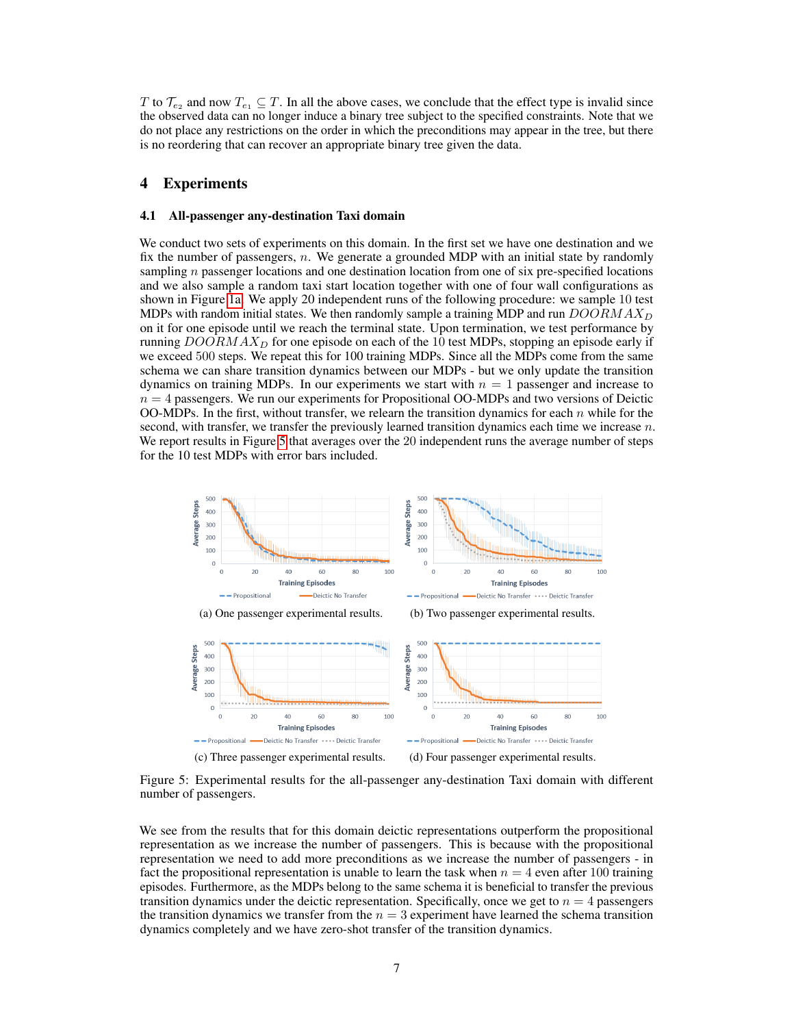$T$ to $\mathcal{T}_{e_2}$ and now $T_{e_1} \subseteq T$. In all the above cases, we conclude that the effect type is invalid since the observed data can no longer induce a binary tree subject to the specified constraints. Note that we do not place any restrictions on the order in which the preconditions may appear in the tree, but there is no reordering that can recover an appropriate binary tree given the data.

# 4 Experiments

## 4.1 All-passenger any-destination Taxi domain

We conduct two sets of experiments on this domain. In the first set we have one destination and we fix the number of passengers, $n$. We generate a grounded MDP with an initial state by randomly sampling $n$ passenger locations and one destination location from one of six pre-specified locations and we also sample a random taxi start location together with one of four wall configurations as shown in Figure 1a. We apply 20 independent runs of the following procedure: we sample 10 test MDPs with random initial states. We then randomly sample a training MDP and run $DOORMAX_D$ on it for one episode until we reach the terminal state. Upon termination, we test performance by running $DOORMAX_D$ for one episode on each of the 10 test MDPs, stopping an episode early if we exceed 500 steps. We repeat this for 100 training MDPs. Since all the MDPs come from the same schema we can share transition dynamics between our MDPs - but we only update the transition dynamics on training MDPs. In our experiments we start with $n = 1$ passenger and increase to $n = 4$ passengers. We run our experiments for Propositional OO-MDPs and two versions of Deictic OO-MDPs. In the first, without transfer, we relearn the transition dynamics for each $n$ while for the second, with transfer, we transfer the previously learned transition dynamics each time we increase $n$. We report results in Figure 5 that averages over the 20 independent runs the average number of steps for the 10 test MDPs with error bars included.

(a) One passenger experimental results.

(b) Two passenger experimental results.

(c) Three passenger experimental results.

(d) Four passenger experimental results.

Figure 5: Experimental results for the all-passenger any-destination Taxi domain with different number of passengers.

We see from the results that for this domain deictic representations outperform the propositional representation as we increase the number of passengers. This is because with the propositional representation we need to add more preconditions as we increase the number of passengers - in fact the propositional representation is unable to learn the task when $n = 4$ even after 100 training episodes. Furthermore, as the MDPs belong to the same schema it is beneficial to transfer the previous transition dynamics under the deictic representation. Specifically, once we get to $n = 4$ passengers the transition dynamics we transfer from the $n = 3$ experiment have learned the schema transition dynamics completely and we have zero-shot transfer of the transition dynamics.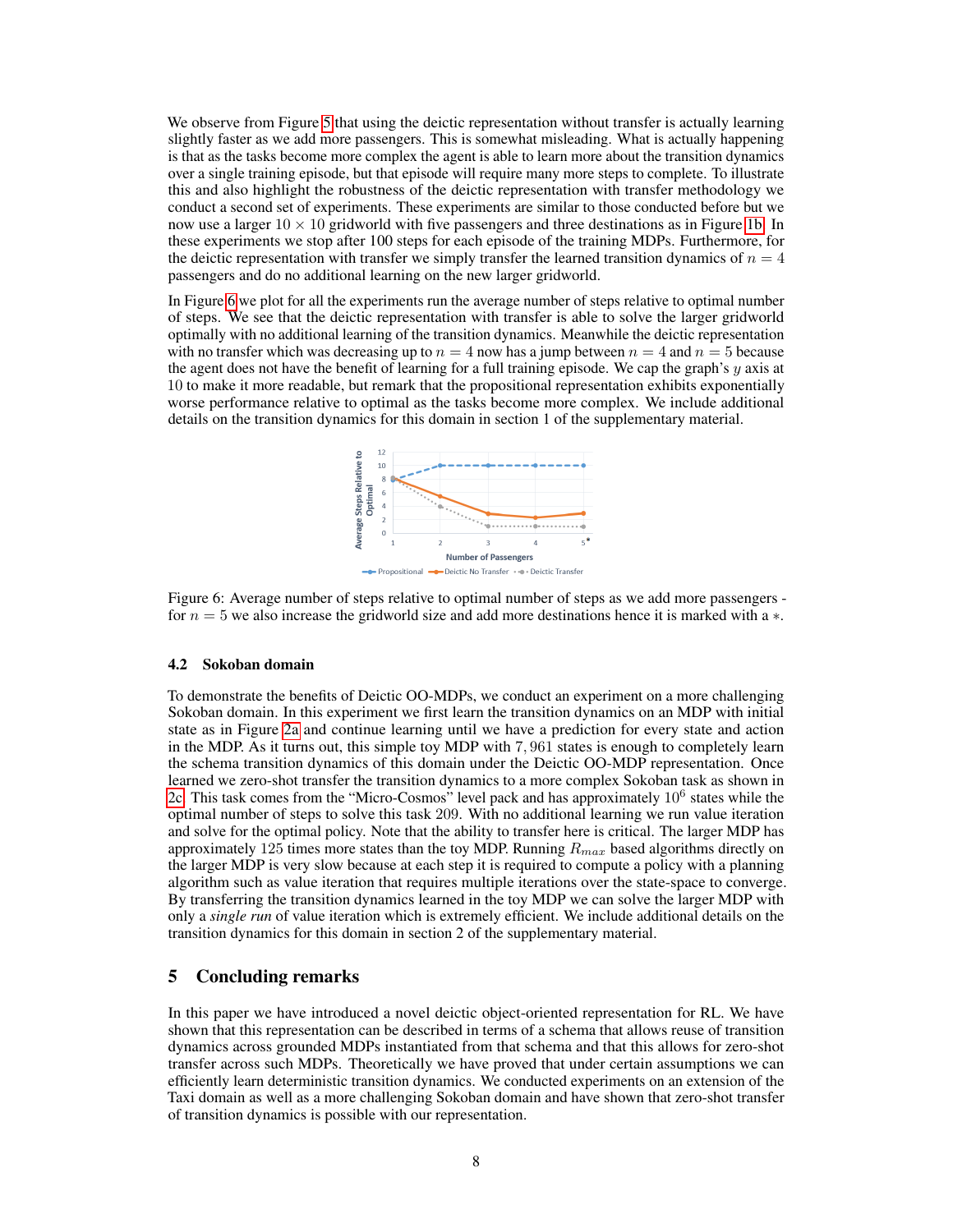We observe from Figure 5 that using the deictic representation without transfer is actually learning slightly faster as we add more passengers. This is somewhat misleading. What is actually happening is that as the tasks become more complex the agent is able to learn more about the transition dynamics over a single training episode, but that episode will require many more steps to complete. To illustrate this and also highlight the robustness of the deictic representation with transfer methodology we conduct a second set of experiments. These experiments are similar to those conducted before but we now use a larger $10 \times 10$ gridworld with five passengers and three destinations as in Figure 1b. In these experiments we stop after 100 steps for each episode of the training MDPs. Furthermore, for the deictic representation with transfer we simply transfer the learned transition dynamics of $n = 4$ passengers and do no additional learning on the new larger gridworld.

In Figure 6 we plot for all the experiments run the average number of steps relative to optimal number of steps. We see that the deictic representation with transfer is able to solve the larger gridworld optimally with no additional learning of the transition dynamics. Meanwhile the deictic representation with no transfer which was decreasing up to $n = 4$ now has a jump between $n = 4$ and $n = 5$ because the agent does not have the benefit of learning for a full training episode. We cap the graph's $y$ axis at 10 to make it more readable, but remark that the propositional representation exhibits exponentially worse performance relative to optimal as the tasks become more complex. We include additional details on the transition dynamics for this domain in section 1 of the supplementary material.

Figure 6: Average number of steps relative to optimal number of steps as we add more passengers - for $n = 5$ we also increase the gridworld size and add more destinations hence it is marked with a $*$.

### 4.2 Sokoban domain

To demonstrate the benefits of Deictic OO-MDPs, we conduct an experiment on a more challenging Sokoban domain. In this experiment we first learn the transition dynamics on an MDP with initial state as in Figure 2a and continue learning until we have a prediction for every state and action in the MDP. As it turns out, this simple toy MDP with $7,961$ states is enough to completely learn the schema transition dynamics of this domain under the Deictic OO-MDP representation. Once learned we zero-shot transfer the transition dynamics to a more complex Sokoban task as shown in 2c. This task comes from the "Micro-Cosmos" level pack and has approximately $10^6$ states while the optimal number of steps to solve this task 209. With no additional learning we run value iteration and solve for the optimal policy. Note that the ability to transfer here is critical. The larger MDP has approximately 125 times more states than the toy MDP. Running $R_{max}$ based algorithms directly on the larger MDP is very slow because at each step it is required to compute a policy with a planning algorithm such as value iteration that requires multiple iterations over the state-space to converge. By transferring the transition dynamics learned in the toy MDP we can solve the larger MDP with only a *single run* of value iteration which is extremely efficient. We include additional details on the transition dynamics for this domain in section 2 of the supplementary material.

## 5 Concluding remarks

In this paper we have introduced a novel deictic object-oriented representation for RL. We have shown that this representation can be described in terms of a schema that allows reuse of transition dynamics across grounded MDPs instantiated from that schema and that this allows for zero-shot transfer across such MDPs. Theoretically we have proved that under certain assumptions we can efficiently learn deterministic transition dynamics. We conducted experiments on an extension of the Taxi domain as well as a more challenging Sokoban domain and have shown that zero-shot transfer of transition dynamics is possible with our representation.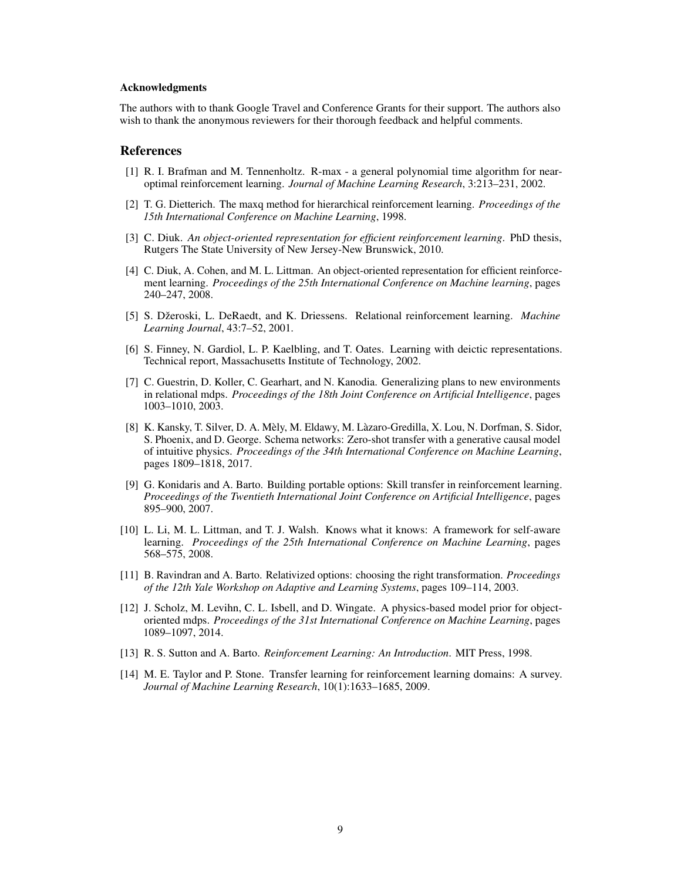**Acknowledgments**

The authors with to thank Google Travel and Conference Grants for their support. The authors also wish to thank the anonymous reviewers for their thorough feedback and helpful comments.

## References

[1] R. I. Brafman and M. Tennenholtz. R-max - a general polynomial time algorithm for near-optimal reinforcement learning. *Journal of Machine Learning Research*, 3:213–231, 2002.

[2] T. G. Dietterich. The maxq method for hierarchical reinforcement learning. *Proceedings of the 15th International Conference on Machine Learning*, 1998.

[3] C. Diuk. *An object-oriented representation for efficient reinforcement learning*. PhD thesis, Rutgers The State University of New Jersey-New Brunswick, 2010.

[4] C. Diuk, A. Cohen, and M. L. Littman. An object-oriented representation for efficient reinforcement learning. *Proceedings of the 25th International Conference on Machine learning*, pages 240–247, 2008.

[5] S. Džeroski, L. DeRaedt, and K. Driessens. Relational reinforcement learning. *Machine Learning Journal*, 43:7–52, 2001.

[6] S. Finney, N. Gardiol, L. P. Kaelbling, and T. Oates. Learning with deictic representations. Technical report, Massachusetts Institute of Technology, 2002.

[7] C. Guestrin, D. Koller, C. Gearhart, and N. Kanodia. Generalizing plans to new environments in relational mdps. *Proceedings of the 18th Joint Conference on Artificial Intelligence*, pages 1003–1010, 2003.

[8] K. Kansky, T. Silver, D. A. Mèly, M. Eldawy, M. Làzaro-Gredilla, X. Lou, N. Dorfman, S. Sidor, S. Phoenix, and D. George. Schema networks: Zero-shot transfer with a generative causal model of intuitive physics. *Proceedings of the 34th International Conference on Machine Learning*, pages 1809–1818, 2017.

[9] G. Konidaris and A. Barto. Building portable options: Skill transfer in reinforcement learning. *Proceedings of the Twentieth International Joint Conference on Artificial Intelligence*, pages 895–900, 2007.

[10] L. Li, M. L. Littman, and T. J. Walsh. Knows what it knows: A framework for self-aware learning. *Proceedings of the 25th International Conference on Machine Learning*, pages 568–575, 2008.

[11] B. Ravindran and A. Barto. Relativized options: choosing the right transformation. *Proceedings of the 12th Yale Workshop on Adaptive and Learning Systems*, pages 109–114, 2003.

[12] J. Scholz, M. Levihn, C. L. Isbell, and D. Wingate. A physics-based model prior for object-oriented mdps. *Proceedings of the 31st International Conference on Machine Learning*, pages 1089–1097, 2014.

[13] R. S. Sutton and A. Barto. *Reinforcement Learning: An Introduction*. MIT Press, 1998.

[14] M. E. Taylor and P. Stone. Transfer learning for reinforcement learning domains: A survey. *Journal of Machine Learning Research*, 10(1):1633–1685, 2009.